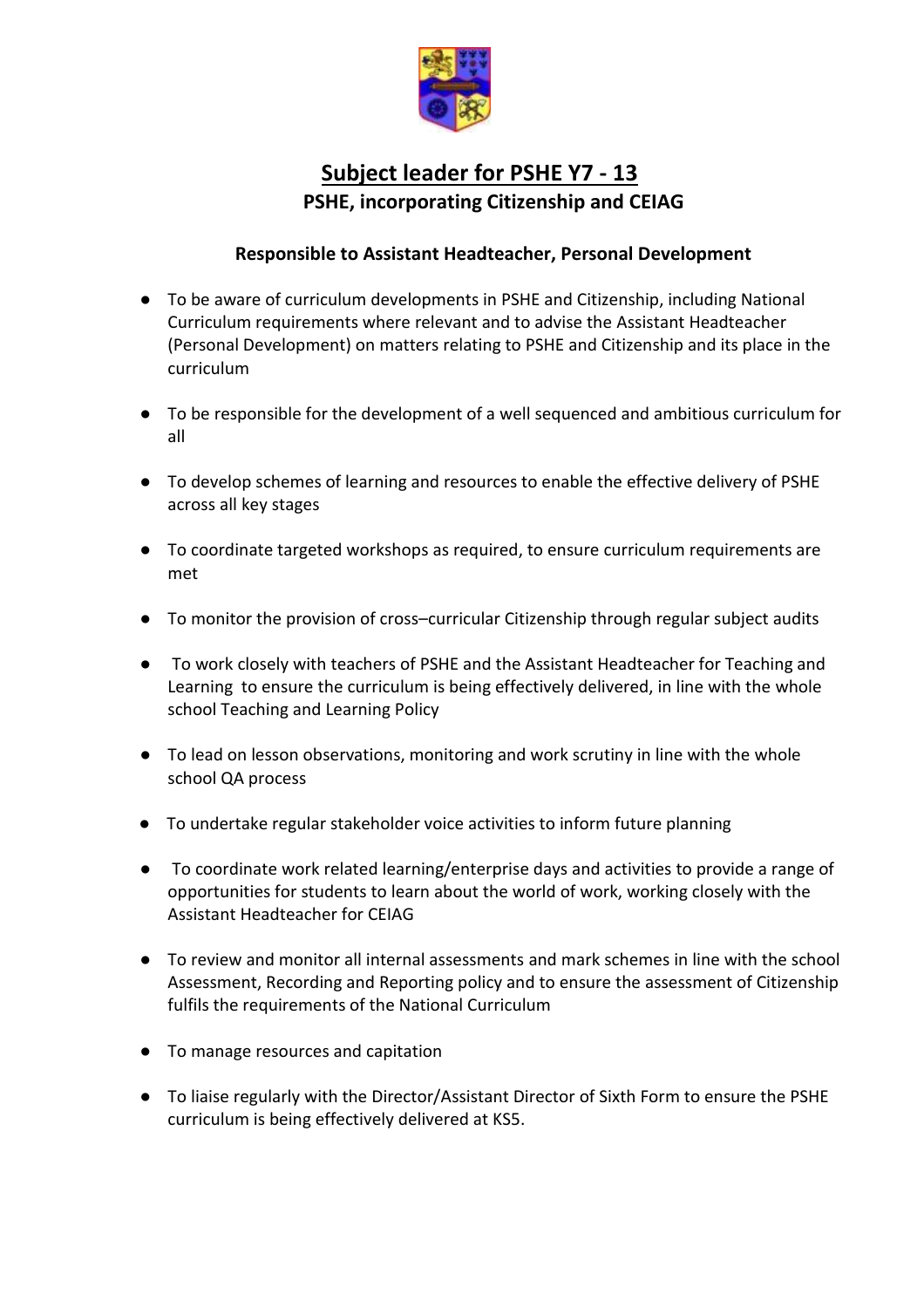# Subject leader for PSHE Y7 - 13

**PSHE, incorporating Citizenship and CEIAG**

**Responsible to Assistant Headteacher, Personal Development**

- To be aware of curriculum developments in PSHE and Citizenship, including National Curriculum requirements where relevant and to advise the Assistant Headteacher (Personal Development) on matters relating to PSHE and Citizenship and its place in the curriculum
- To be responsible for the development of a well sequenced and ambitious curriculum for all
- To develop schemes of learning and resources to enable the effective delivery of PSHE across all key stages
- To coordinate targeted workshops as required, to ensure curriculum requirements are met
- To monitor the provision of cross–curricular Citizenship through regular subject audits
- To work closely with teachers of PSHE and the Assistant Headteacher for Teaching and Learning to ensure the curriculum is being effectively delivered, in line with the whole school Teaching and Learning Policy
- To lead on lesson observations, monitoring and work scrutiny in line with the whole school QA process
- To undertake regular stakeholder voice activities to inform future planning
- To coordinate work related learning/enterprise days and activities to provide a range of opportunities for students to learn about the world of work, working closely with the Assistant Headteacher for CEIAG
- To review and monitor all internal assessments and mark schemes in line with the school Assessment, Recording and Reporting policy and to ensure the assessment of Citizenship fulfils the requirements of the National Curriculum
- To manage resources and capitation
- To liaise regularly with the Director/Assistant Director of Sixth Form to ensure the PSHE curriculum is being effectively delivered at KS5.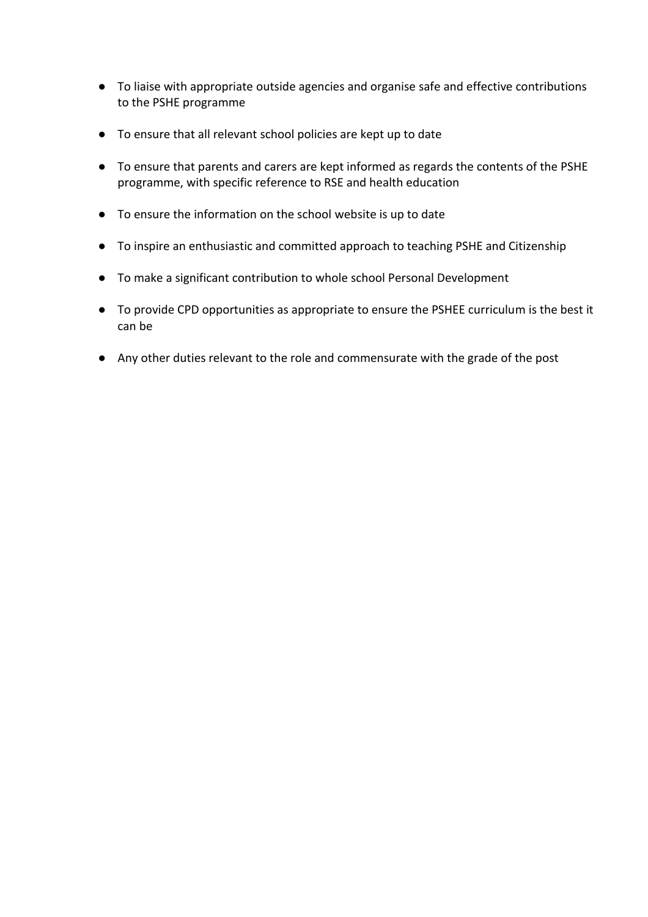- To liaise with appropriate outside agencies and organise safe and effective contributions to the PSHE programme
- To ensure that all relevant school policies are kept up to date
- To ensure that parents and carers are kept informed as regards the contents of the PSHE programme, with specific reference to RSE and health education
- To ensure the information on the school website is up to date
- To inspire an enthusiastic and committed approach to teaching PSHE and Citizenship
- To make a significant contribution to whole school Personal Development
- To provide CPD opportunities as appropriate to ensure the PSHEE curriculum is the best it can be
- Any other duties relevant to the role and commensurate with the grade of the post